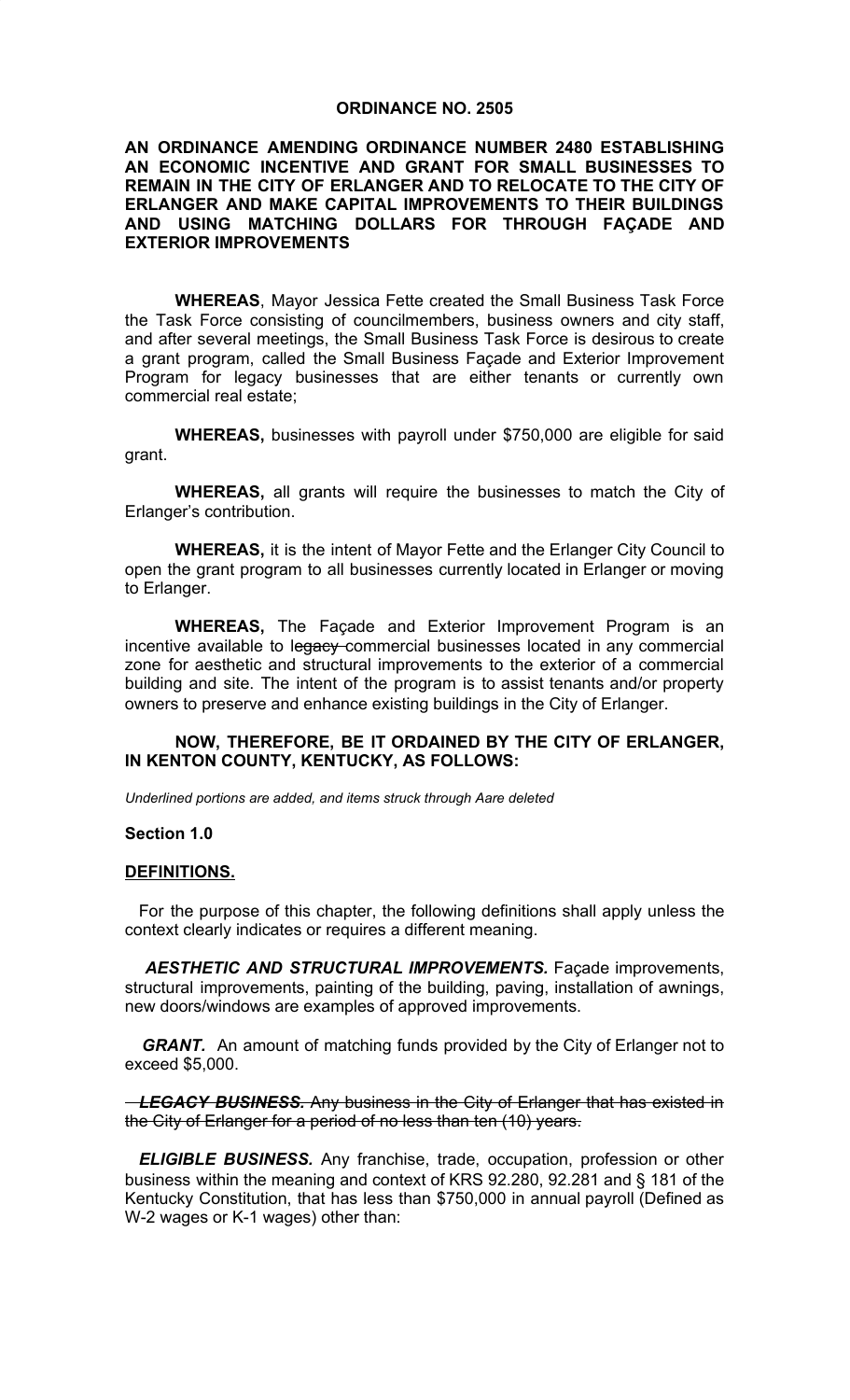**ORDINANCE NO. 2505**

**AN ORDINANCE AMENDING ORDINANCE NUMBER 2480 ESTABLISHING AN ECONOMIC INCENTIVE AND GRANT FOR SMALL BUSINESSES TO REMAIN IN THE CITY OF ERLANGER AND TO RELOCATE TO THE CITY OF ERLANGER AND MAKE CAPITAL IMPROVEMENTS TO THEIR BUILDINGS AND USING MATCHING DOLLARS FOR THROUGH FAÇADE AND EXTERIOR IMPROVEMENTS**

**WHEREAS**, Mayor Jessica Fette created the Small Business Task Force the Task Force consisting of councilmembers, business owners and city staff, and after several meetings, the Small Business Task Force is desirous to create a grant program, called the Small Business Façade and Exterior Improvement Program for legacy businesses that are either tenants or currently own commercial real estate;

**WHEREAS,** businesses with payroll under $750,000 are eligible for said grant.

**WHEREAS,** all grants will require the businesses to match the City of Erlanger's contribution.

**WHEREAS,** it is the intent of Mayor Fette and the Erlanger City Council to open the grant program to all businesses currently located in Erlanger or moving to Erlanger.

**WHEREAS,** The Façade and Exterior Improvement Program is an incentive available to ~~legacy~~ commercial businesses located in any commercial zone for aesthetic and structural improvements to the exterior of a commercial building and site. The intent of the program is to assist tenants and/or property owners to preserve and enhance existing buildings in the City of Erlanger.

**NOW, THEREFORE, BE IT ORDAINED BY THE CITY OF ERLANGER, IN KENTON COUNTY, KENTUCKY, AS FOLLOWS:**

*Underlined portions are added, and items struck through Aare deleted*

**Section 1.0**

**DEFINITIONS.**

For the purpose of this chapter, the following definitions shall apply unless the context clearly indicates or requires a different meaning.

***AESTHETIC AND STRUCTURAL IMPROVEMENTS.*** Façade improvements, structural improvements, painting of the building, paving, installation of awnings, new doors/windows are examples of approved improvements.

***GRANT.*** An amount of matching funds provided by the City of Erlanger not to exceed $5,000.

~~***LEGACY BUSINESS.*** Any business in the City of Erlanger that has existed in the City of Erlanger for a period of no less than ten (10) years.~~

***ELIGIBLE BUSINESS.*** Any franchise, trade, occupation, profession or other business within the meaning and context of KRS 92.280, 92.281 and § 181 of the Kentucky Constitution, that has less than $750,000 in annual payroll (Defined as W-2 wages or K-1 wages) other than: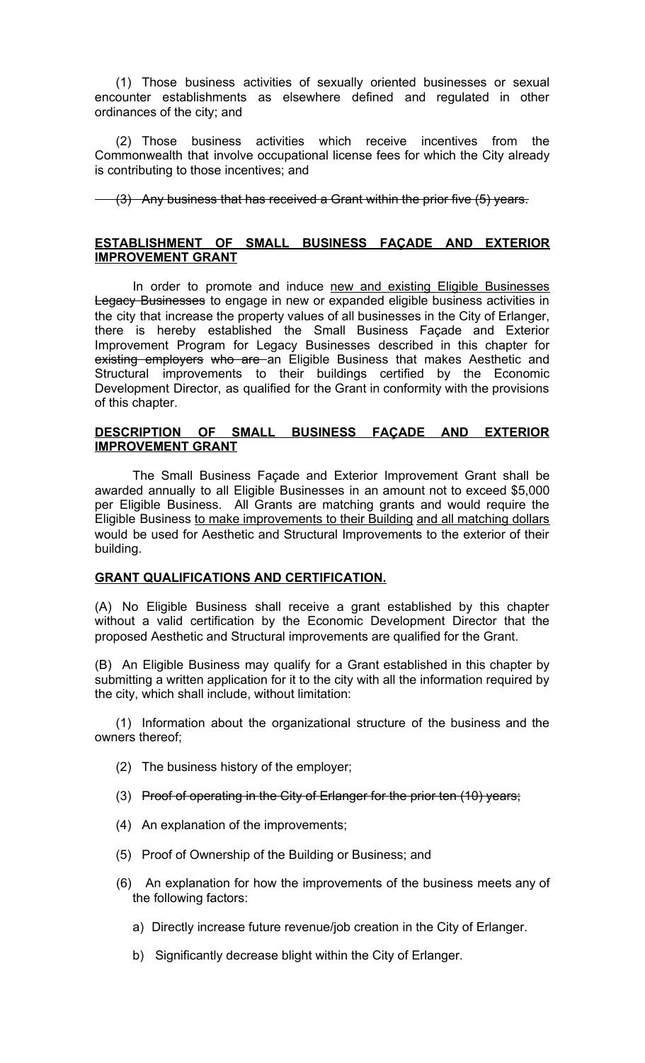(1) Those business activities of sexually oriented businesses or sexual encounter establishments as elsewhere defined and regulated in other ordinances of the city; and

(2) Those business activities which receive incentives from the Commonwealth that involve occupational license fees for which the City already is contributing to those incentives; and

~~(3) Any business that has received a Grant within the prior five (5) years.~~

**<u>ESTABLISHMENT OF SMALL BUSINESS FAÇADE AND EXTERIOR IMPROVEMENT GRANT</u>**

In order to promote and induce <u>new and existing Eligible Businesses</u> ~~Legacy Businesses~~ to engage in new or expanded eligible business activities in the city that increase the property values of all businesses in the City of Erlanger, there is hereby established the Small Business Façade and Exterior Improvement Program for Legacy Businesses described in this chapter for ~~existing employers who are~~ an Eligible Business that makes Aesthetic and Structural improvements to their buildings certified by the Economic Development Director, as qualified for the Grant in conformity with the provisions of this chapter.

**<u>DESCRIPTION OF SMALL BUSINESS FAÇADE AND EXTERIOR IMPROVEMENT GRANT</u>**

The Small Business Façade and Exterior Improvement Grant shall be awarded annually to all Eligible Businesses in an amount not to exceed $5,000 per Eligible Business. All Grants are matching grants and would require the Eligible Business <u>to make improvements to their Building</u> <u>and all matching dollars</u> would be used for Aesthetic and Structural Improvements to the exterior of their building.

**<u>GRANT QUALIFICATIONS AND CERTIFICATION.</u>**

(A) No Eligible Business shall receive a grant established by this chapter without a valid certification by the Economic Development Director that the proposed Aesthetic and Structural improvements are qualified for the Grant.

(B) An Eligible Business may qualify for a Grant established in this chapter by submitting a written application for it to the city with all the information required by the city, which shall include, without limitation:

(1) Information about the organizational structure of the business and the owners thereof;

(2) The business history of the employer;

(3) ~~Proof of operating in the City of Erlanger for the prior ten (10) years;~~

(4) An explanation of the improvements;

(5) Proof of Ownership of the Building or Business; and

(6) An explanation for how the improvements of the business meets any of the following factors:

a) Directly increase future revenue/job creation in the City of Erlanger.

b) Significantly decrease blight within the City of Erlanger.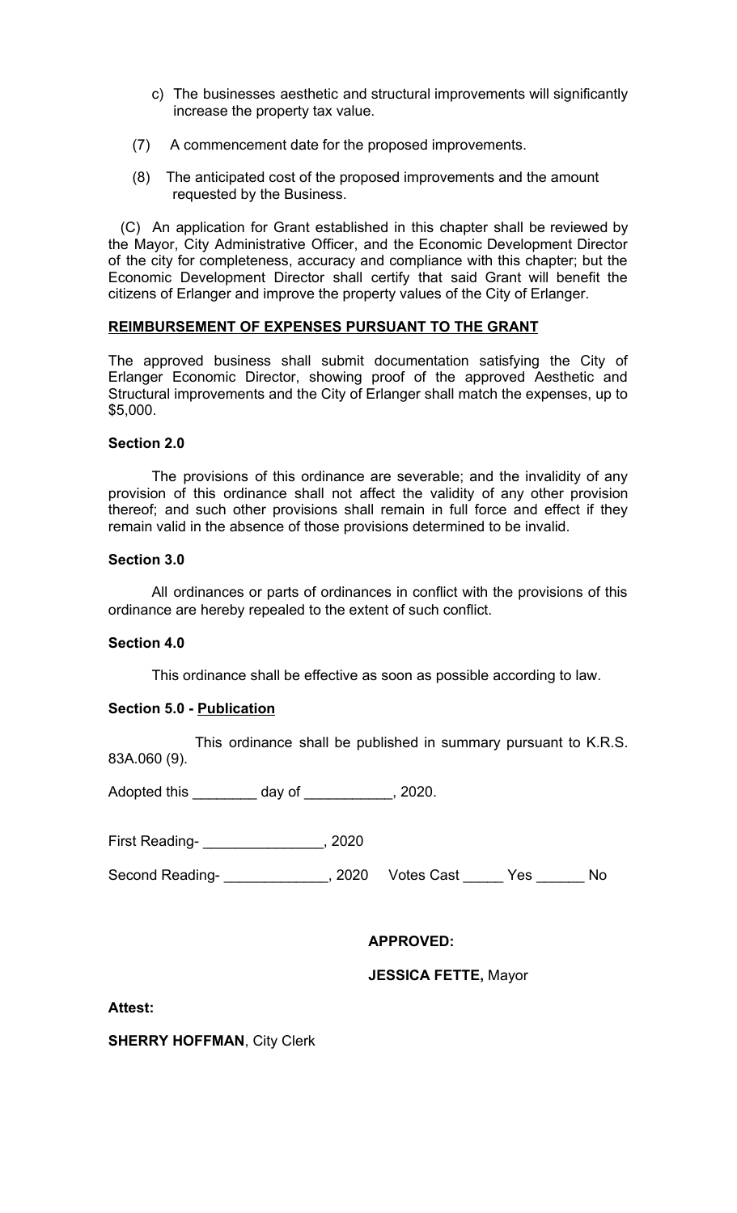c) The businesses aesthetic and structural improvements will significantly increase the property tax value.

(7) A commencement date for the proposed improvements.

(8) The anticipated cost of the proposed improvements and the amount requested by the Business.

(C) An application for Grant established in this chapter shall be reviewed by the Mayor, City Administrative Officer, and the Economic Development Director of the city for completeness, accuracy and compliance with this chapter; but the Economic Development Director shall certify that said Grant will benefit the citizens of Erlanger and improve the property values of the City of Erlanger.

**REIMBURSEMENT OF EXPENSES PURSUANT TO THE GRANT**

The approved business shall submit documentation satisfying the City of Erlanger Economic Director, showing proof of the approved Aesthetic and Structural improvements and the City of Erlanger shall match the expenses, up to $5,000.

**Section 2.0**

The provisions of this ordinance are severable; and the invalidity of any provision of this ordinance shall not affect the validity of any other provision thereof; and such other provisions shall remain in full force and effect if they remain valid in the absence of those provisions determined to be invalid.

**Section 3.0**

All ordinances or parts of ordinances in conflict with the provisions of this ordinance are hereby repealed to the extent of such conflict.

**Section 4.0**

This ordinance shall be effective as soon as possible according to law.

**Section 5.0 - Publication**

This ordinance shall be published in summary pursuant to K.R.S. 83A.060 (9).

Adopted this ________ day of ___________, 2020.

First Reading- _______________, 2020

Second Reading- _____________, 2020 Votes Cast _____ Yes ______ No

**APPROVED:**

**JESSICA FETTE,** Mayor

**Attest:**

**SHERRY HOFFMAN**, City Clerk